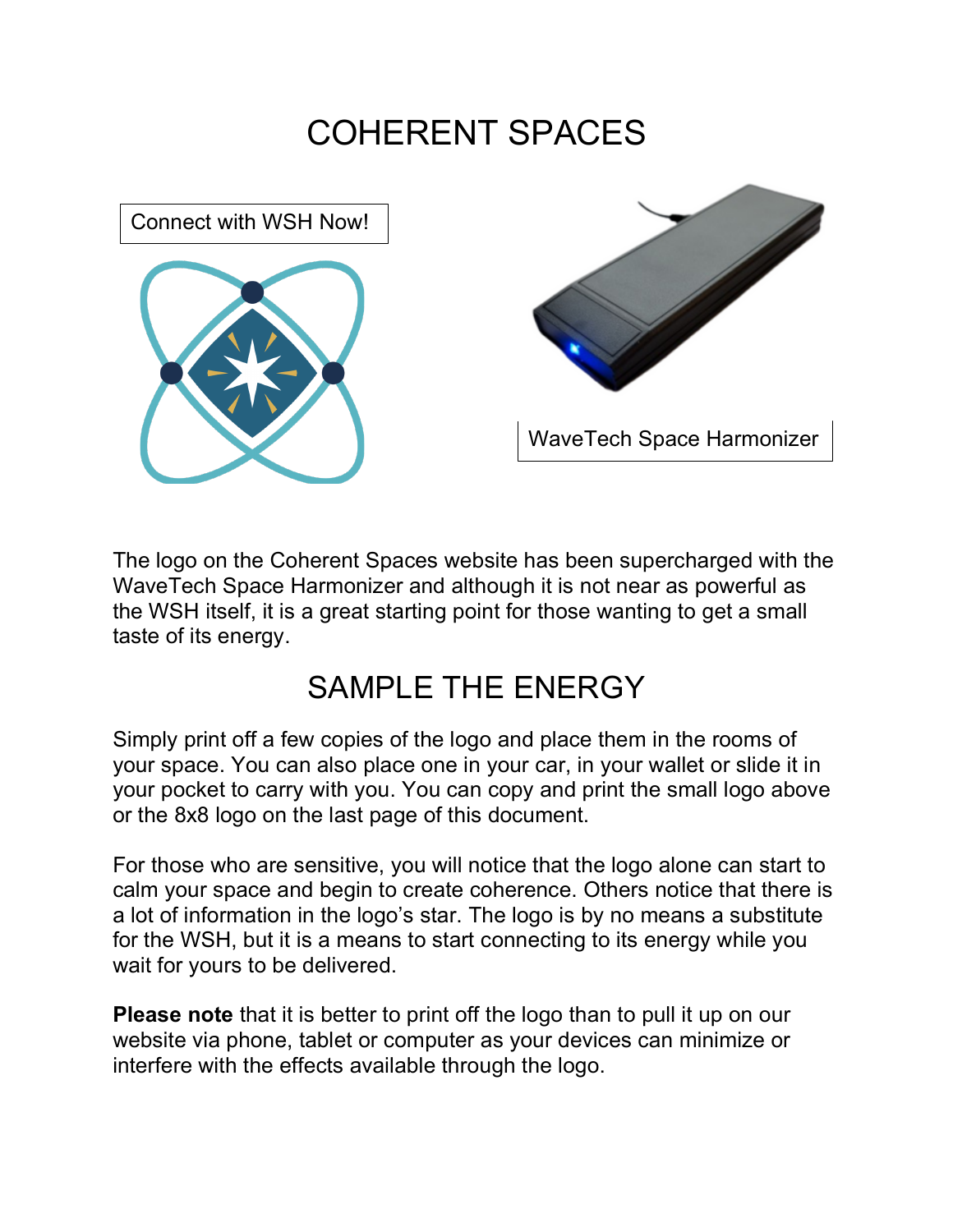# COHERENT SPACES

Connect with WSH Now!

WaveTech Space Harmonizer

The logo on the Coherent Spaces website has been supercharged with the WaveTech Space Harmonizer and although it is not near as powerful as the WSH itself, it is a great starting point for those wanting to get a small taste of its energy.

## SAMPLE THE ENERGY

Simply print off a few copies of the logo and place them in the rooms of your space. You can also place one in your car, in your wallet or slide it in your pocket to carry with you. You can copy and print the small logo above or the 8x8 logo on the last page of this document.

For those who are sensitive, you will notice that the logo alone can start to calm your space and begin to create coherence. Others notice that there is a lot of information in the logo's star. The logo is by no means a substitute for the WSH, but it is a means to start connecting to its energy while you wait for yours to be delivered.

**Please note** that it is better to print off the logo than to pull it up on our website via phone, tablet or computer as your devices can minimize or interfere with the effects available through the logo.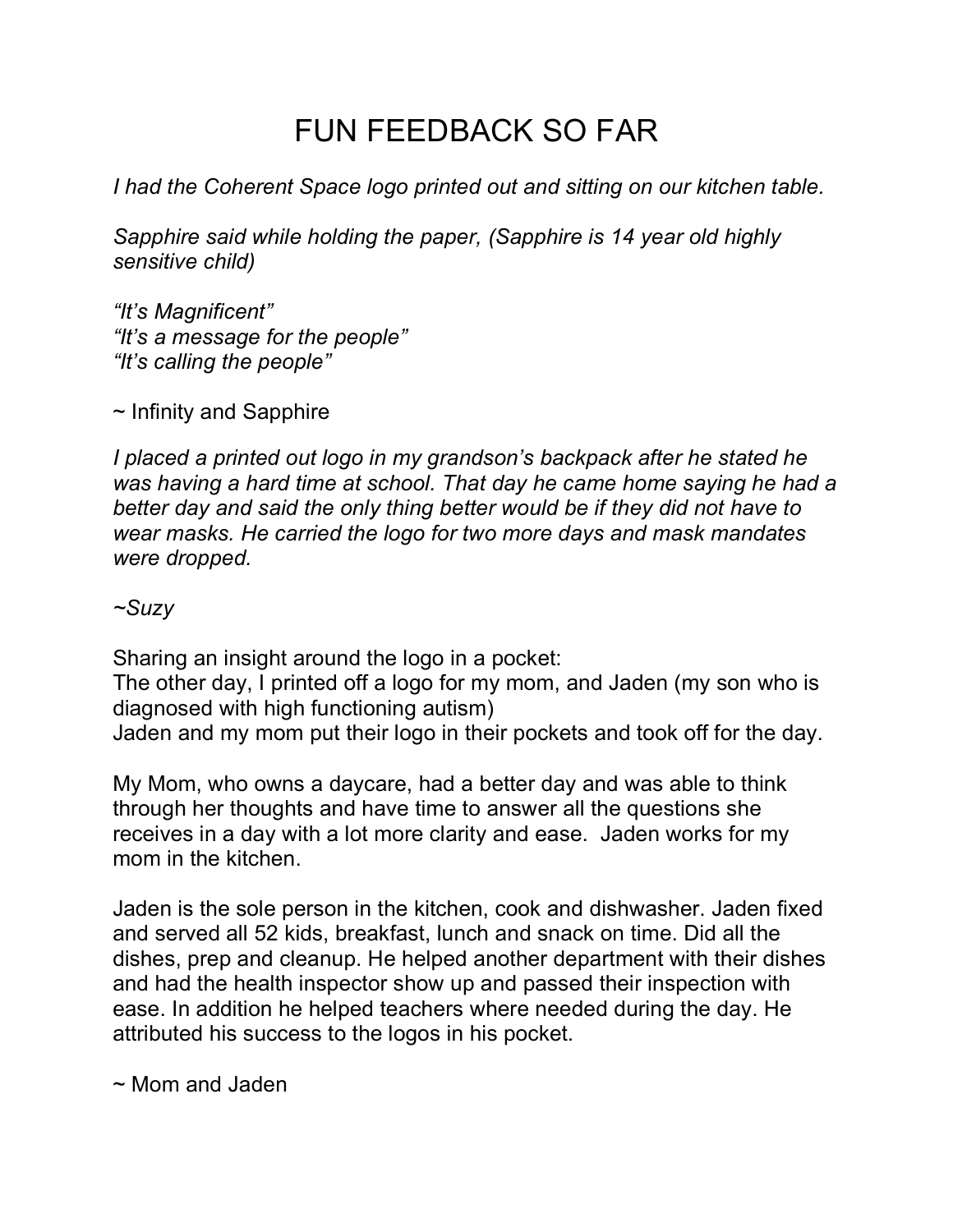# FUN FEEDBACK SO FAR

*I had the Coherent Space logo printed out and sitting on our kitchen table.*

*Sapphire said while holding the paper, (Sapphire is 14 year old highly sensitive child)*

*"It's Magnificent"*
*"It's a message for the people"*
*"It's calling the people"*

~ Infinity and Sapphire

*I placed a printed out logo in my grandson's backpack after he stated he was having a hard time at school. That day he came home saying he had a better day and said the only thing better would be if they did not have to wear masks. He carried the logo for two more days and mask mandates were dropped.*

*~Suzy*

Sharing an insight around the logo in a pocket:
The other day, I printed off a logo for my mom, and Jaden (my son who is diagnosed with high functioning autism)
Jaden and my mom put their logo in their pockets and took off for the day.

My Mom, who owns a daycare, had a better day and was able to think through her thoughts and have time to answer all the questions she receives in a day with a lot more clarity and ease. Jaden works for my mom in the kitchen.

Jaden is the sole person in the kitchen, cook and dishwasher. Jaden fixed and served all 52 kids, breakfast, lunch and snack on time. Did all the dishes, prep and cleanup. He helped another department with their dishes and had the health inspector show up and passed their inspection with ease. In addition he helped teachers where needed during the day. He attributed his success to the logos in his pocket.

~ Mom and Jaden